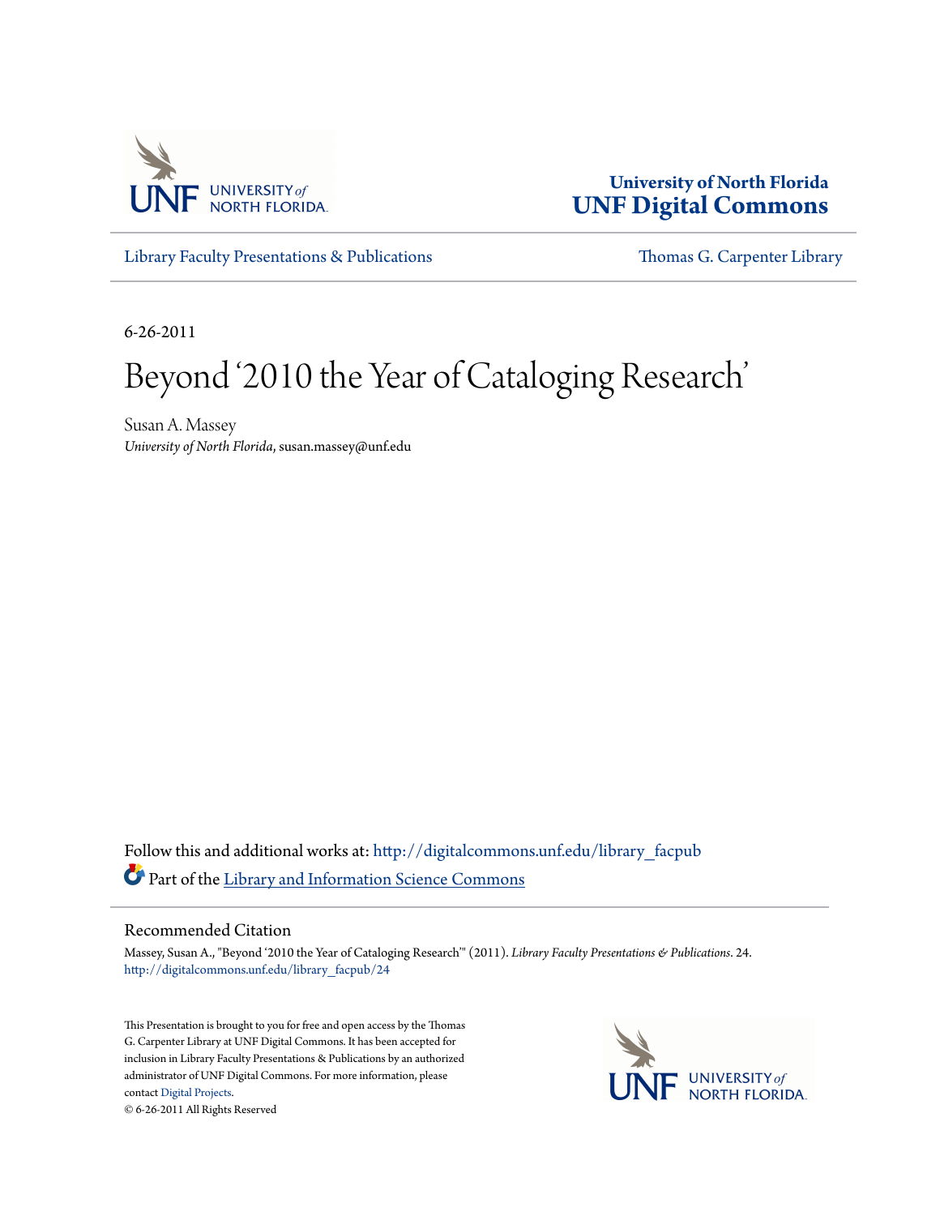University of North Florida
UNF Digital Commons

Library Faculty Presentations & Publications | Thomas G. Carpenter Library

6-26-2011

# Beyond '2010 the Year of Cataloging Research'

Susan A. Massey
*University of North Florida*, susan.massey@unf.edu

Follow this and additional works at: http://digitalcommons.unf.edu/library_facpub

Part of the Library and Information Science Commons

## Recommended Citation

Massey, Susan A., "Beyond '2010 the Year of Cataloging Research'" (2011). *Library Faculty Presentations & Publications*. 24.
http://digitalcommons.unf.edu/library_facpub/24

This Presentation is brought to you for free and open access by the Thomas G. Carpenter Library at UNF Digital Commons. It has been accepted for inclusion in Library Faculty Presentations & Publications by an authorized administrator of UNF Digital Commons. For more information, please contact Digital Projects.
© 6-26-2011 All Rights Reserved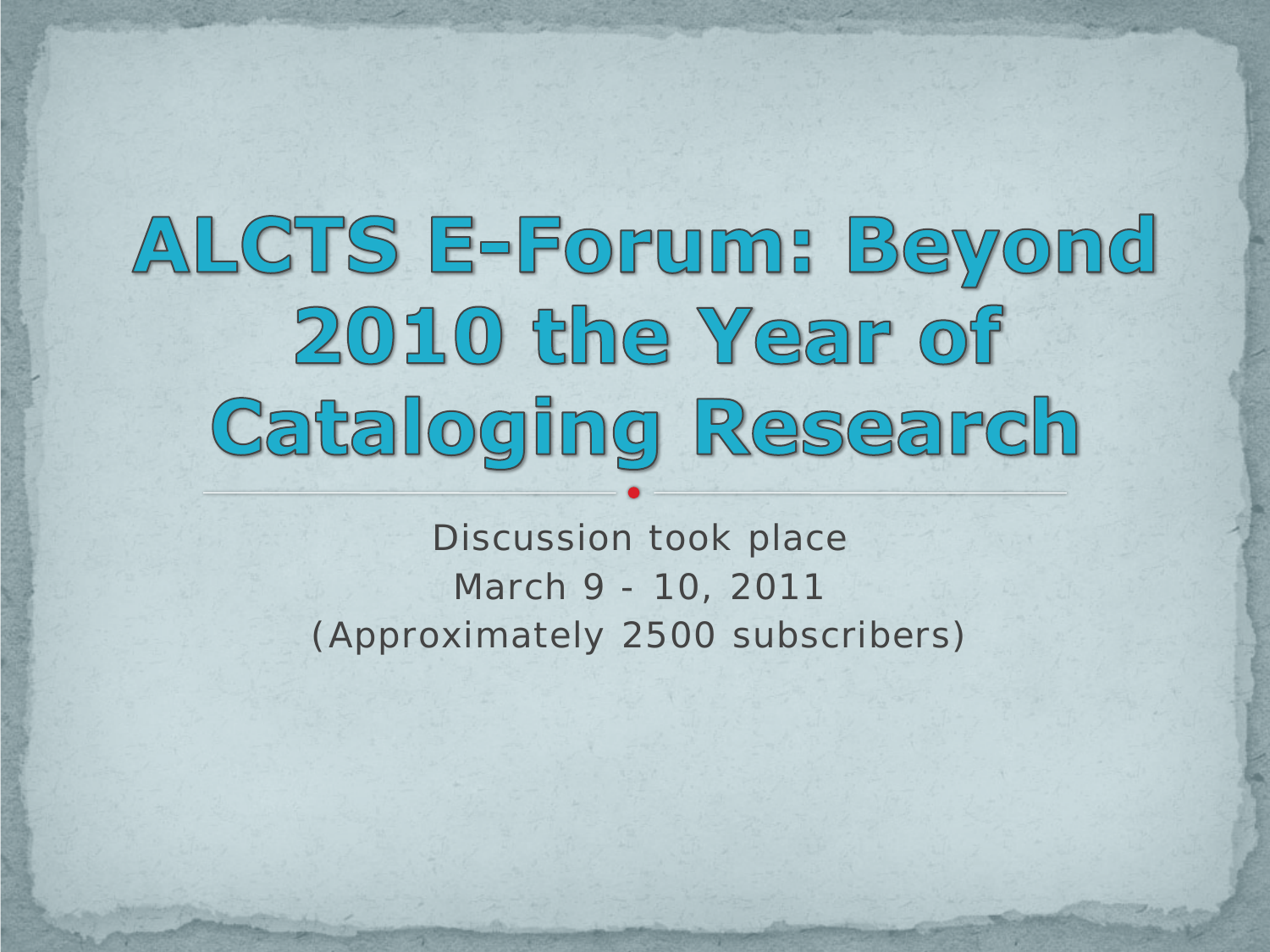# ALCTS E-Forum: Beyond 2010 the Year of Cataloging Research

Discussion took place
March 9 - 10, 2011
(Approximately 2500 subscribers)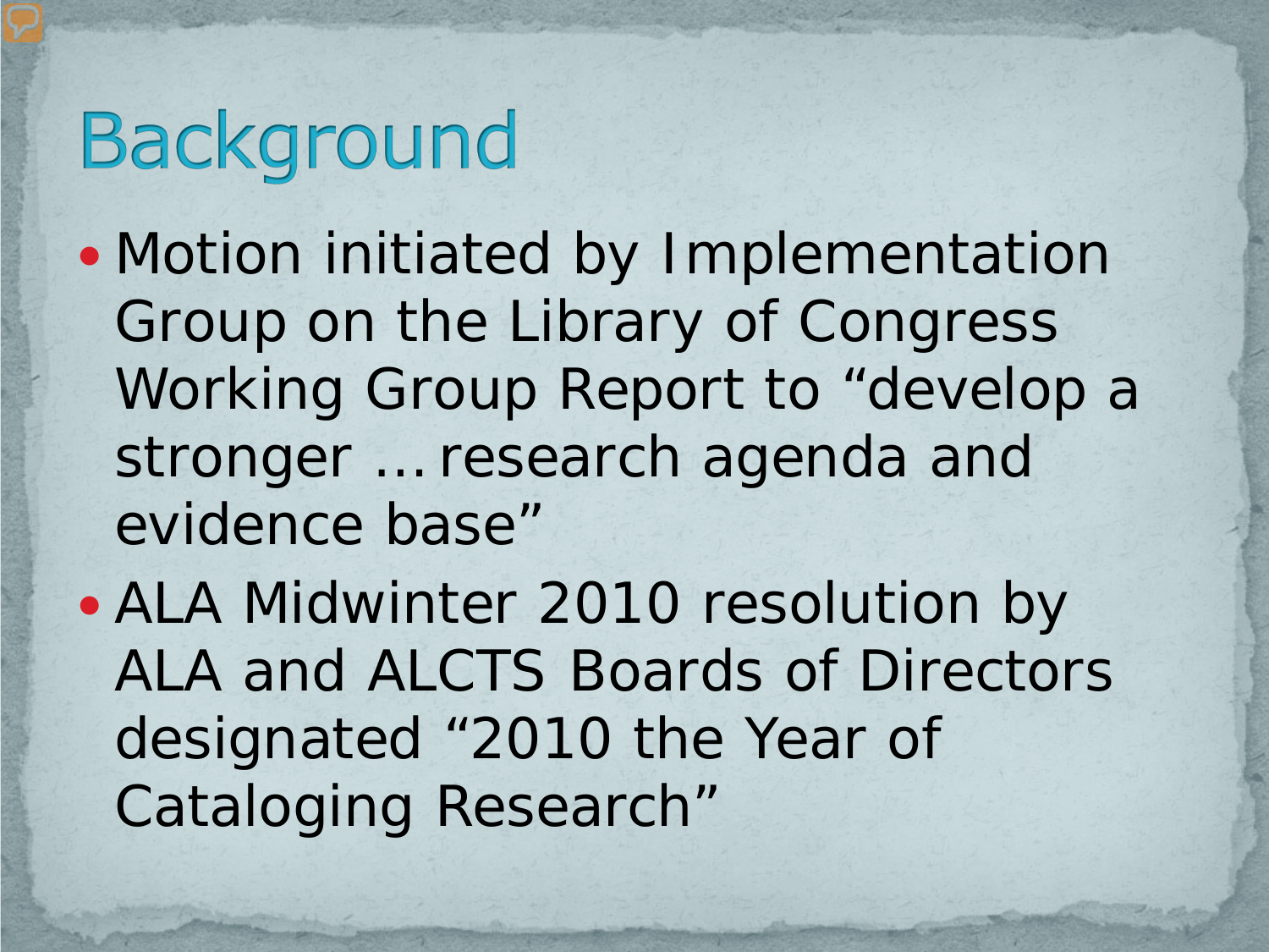# Background

- Motion initiated by Implementation Group on the Library of Congress Working Group Report to "develop a stronger … research agenda and evidence base"
- ALA Midwinter 2010 resolution by ALA and ALCTS Boards of Directors designated "2010 the Year of Cataloging Research"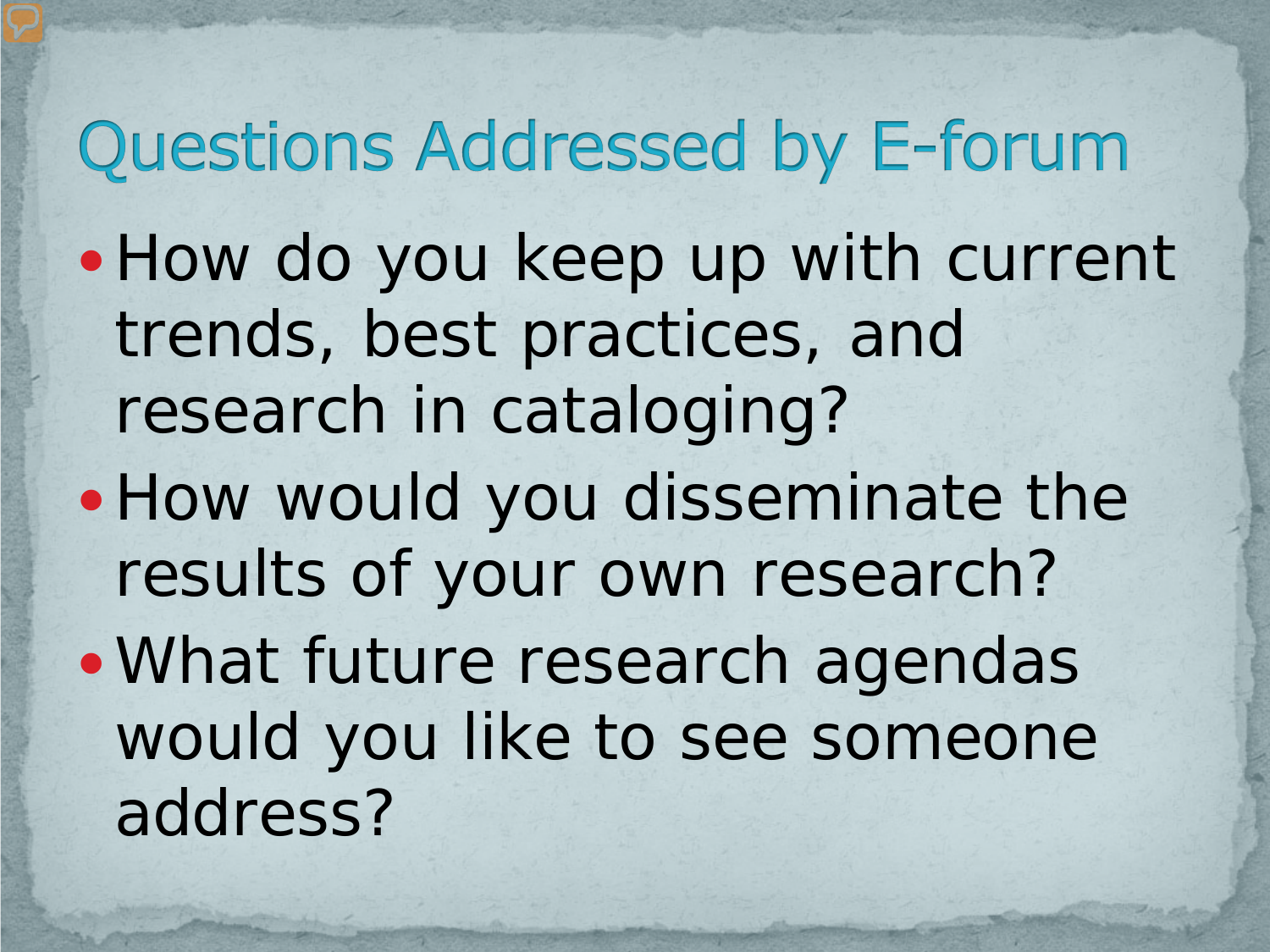# Questions Addressed by E-forum

- How do you keep up with current trends, best practices, and research in cataloging?
- How would you disseminate the results of your own research?
- What future research agendas would you like to see someone address?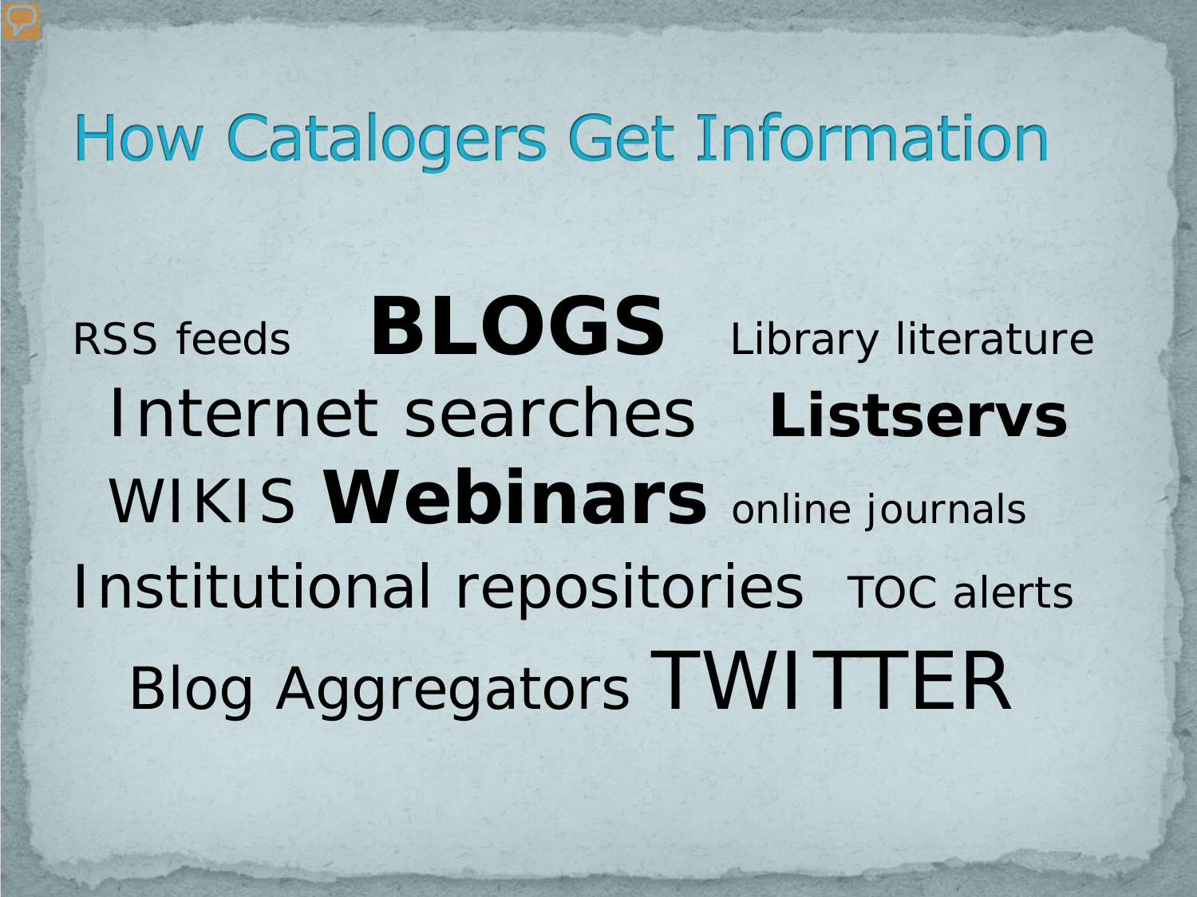# How Catalogers Get Information

RSS feeds **BLOGS** Library literature

Internet searches **Listservs**

WIKIS **Webinars** online journals

Institutional repositories TOC alerts

Blog Aggregators TWITTER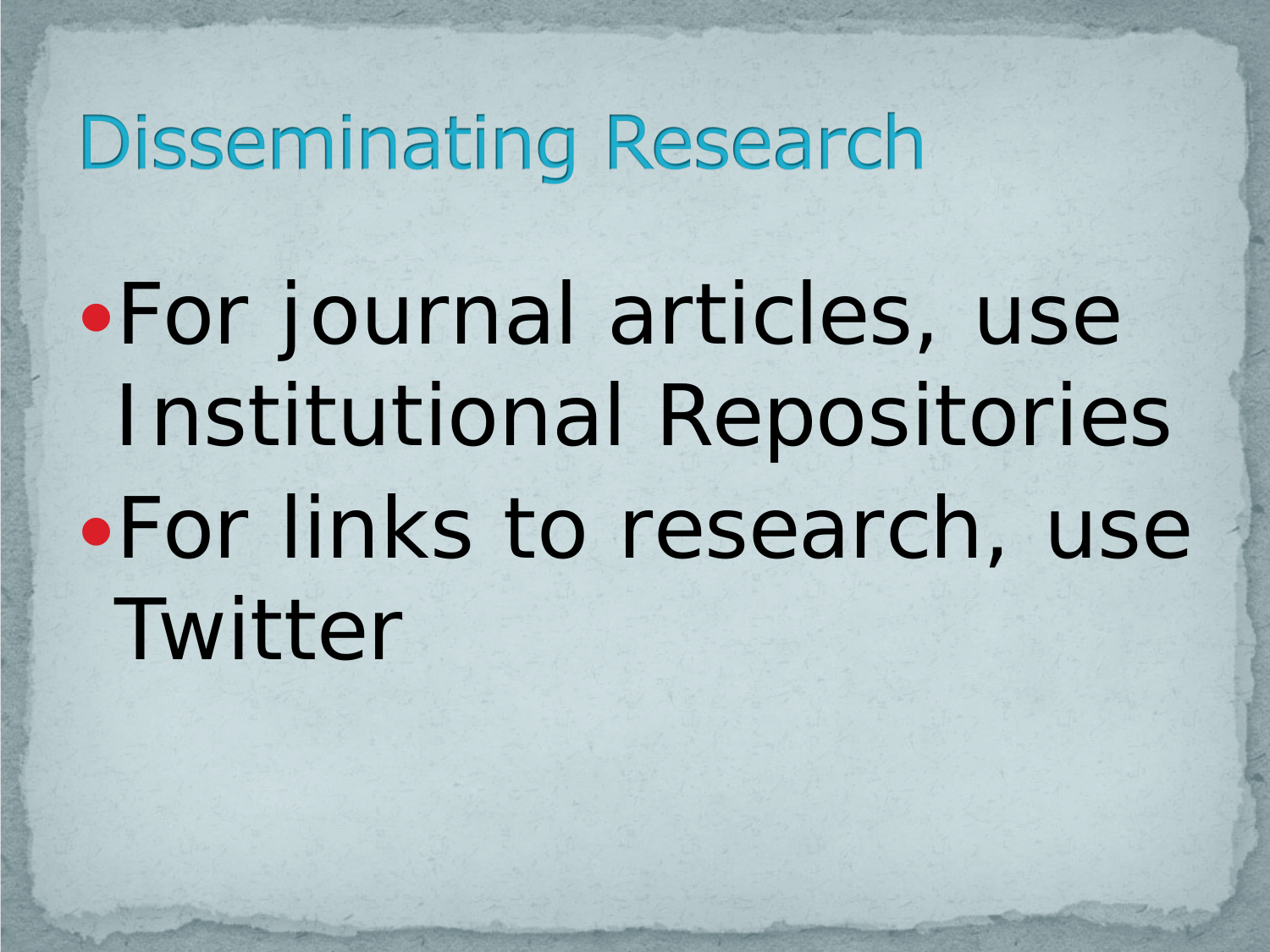# Disseminating Research

- For journal articles, use Institutional Repositories
- For links to research, use Twitter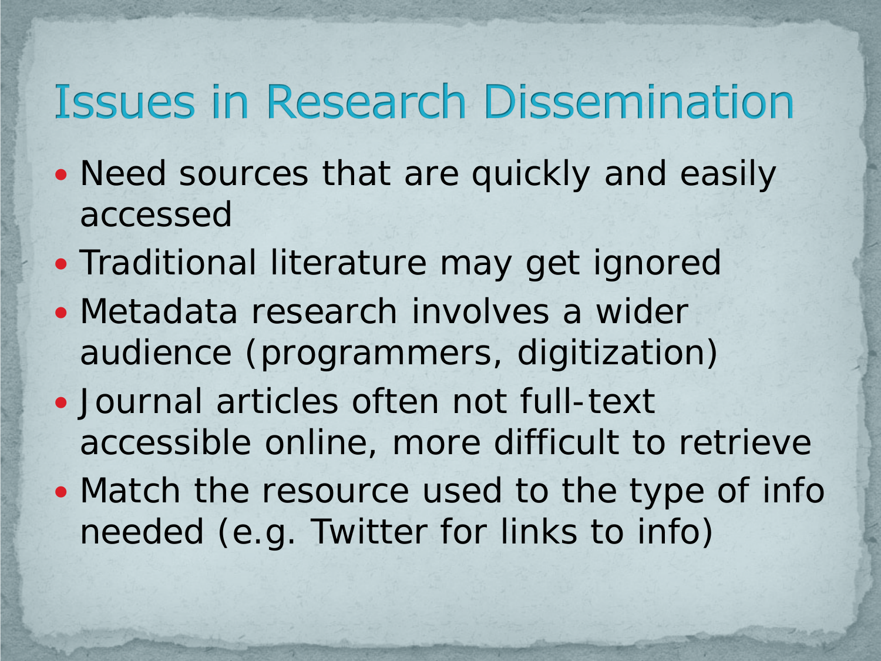# Issues in Research Dissemination

- Need sources that are quickly and easily accessed
- Traditional literature may get ignored
- Metadata research involves a wider audience (programmers, digitization)
- Journal articles often not full-text accessible online, more difficult to retrieve
- Match the resource used to the type of info needed (e.g. Twitter for links to info)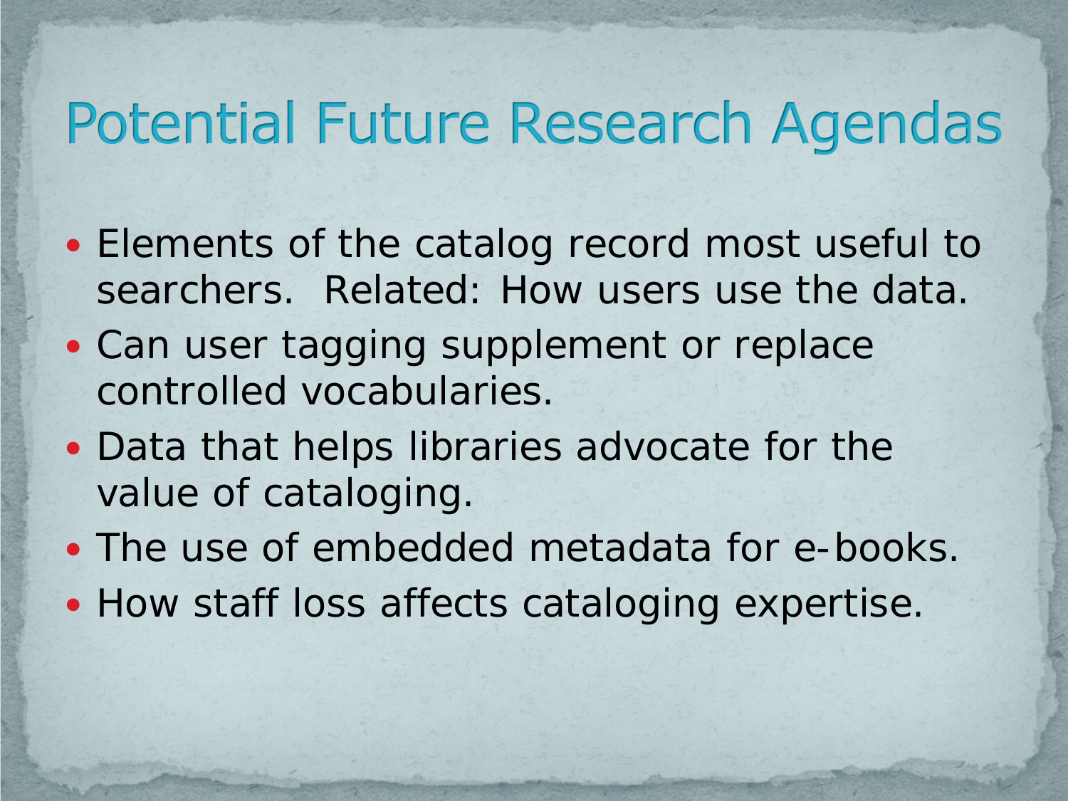# Potential Future Research Agendas

- Elements of the catalog record most useful to searchers.  Related: How users use the data.
- Can user tagging supplement or replace controlled vocabularies.
- Data that helps libraries advocate for the value of cataloging.
- The use of embedded metadata for e-books.
- How staff loss affects cataloging expertise.